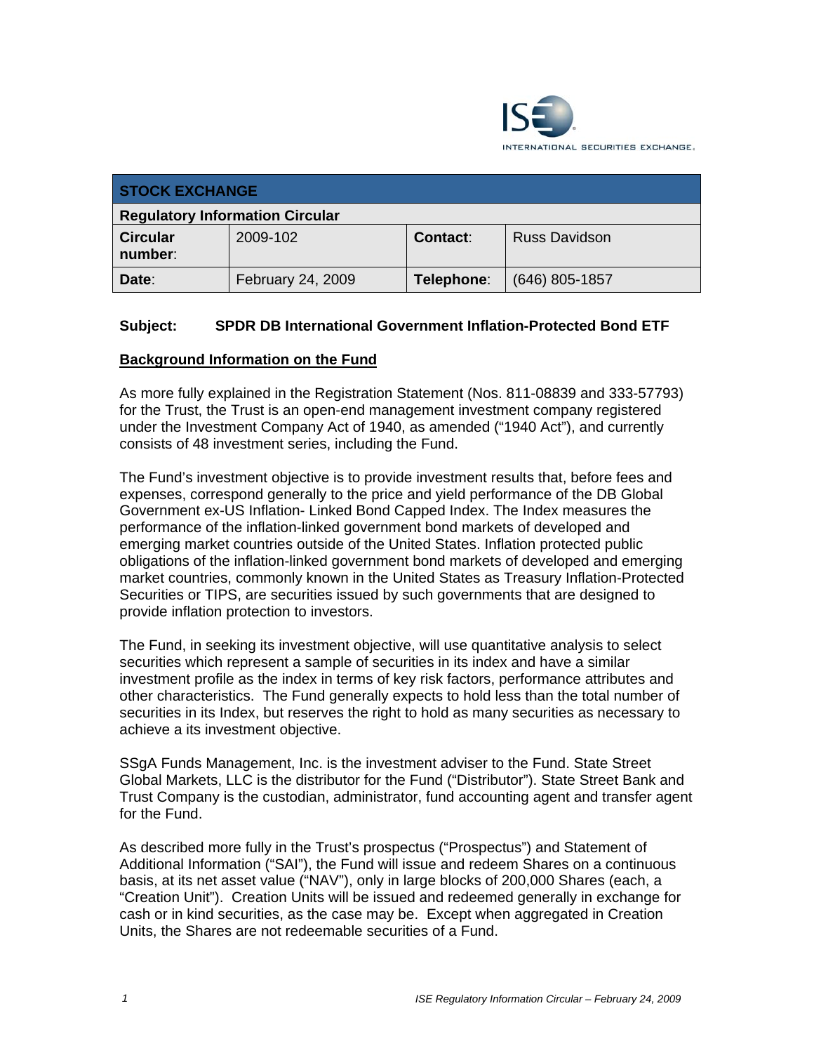| STOCK EXCHANGE | | | |
|---|---|---|---|
| **Regulatory Information Circular** | | | |
| **Circular number:** | 2009-102 | **Contact:** | Russ Davidson |
| **Date:** | February 24, 2009 | **Telephone:** | (646) 805-1857 |

**Subject: SPDR DB International Government Inflation-Protected Bond ETF**

## Background Information on the Fund

As more fully explained in the Registration Statement (Nos. 811-08839 and 333-57793) for the Trust, the Trust is an open-end management investment company registered under the Investment Company Act of 1940, as amended ("1940 Act"), and currently consists of 48 investment series, including the Fund.

The Fund's investment objective is to provide investment results that, before fees and expenses, correspond generally to the price and yield performance of the DB Global Government ex-US Inflation- Linked Bond Capped Index. The Index measures the performance of the inflation-linked government bond markets of developed and emerging market countries outside of the United States. Inflation protected public obligations of the inflation-linked government bond markets of developed and emerging market countries, commonly known in the United States as Treasury Inflation-Protected Securities or TIPS, are securities issued by such governments that are designed to provide inflation protection to investors.

The Fund, in seeking its investment objective, will use quantitative analysis to select securities which represent a sample of securities in its index and have a similar investment profile as the index in terms of key risk factors, performance attributes and other characteristics. The Fund generally expects to hold less than the total number of securities in its Index, but reserves the right to hold as many securities as necessary to achieve a its investment objective.

SSgA Funds Management, Inc. is the investment adviser to the Fund. State Street Global Markets, LLC is the distributor for the Fund ("Distributor"). State Street Bank and Trust Company is the custodian, administrator, fund accounting agent and transfer agent for the Fund.

As described more fully in the Trust's prospectus ("Prospectus") and Statement of Additional Information ("SAI"), the Fund will issue and redeem Shares on a continuous basis, at its net asset value ("NAV"), only in large blocks of 200,000 Shares (each, a "Creation Unit"). Creation Units will be issued and redeemed generally in exchange for cash or in kind securities, as the case may be. Except when aggregated in Creation Units, the Shares are not redeemable securities of a Fund.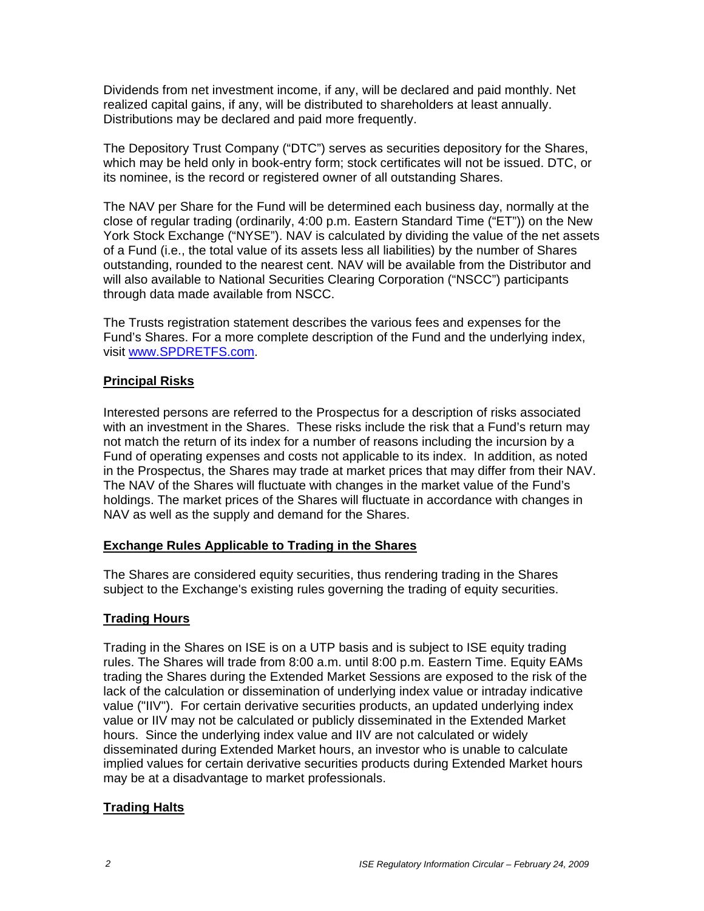Dividends from net investment income, if any, will be declared and paid monthly. Net realized capital gains, if any, will be distributed to shareholders at least annually. Distributions may be declared and paid more frequently.

The Depository Trust Company ("DTC") serves as securities depository for the Shares, which may be held only in book-entry form; stock certificates will not be issued. DTC, or its nominee, is the record or registered owner of all outstanding Shares.

The NAV per Share for the Fund will be determined each business day, normally at the close of regular trading (ordinarily, 4:00 p.m. Eastern Standard Time ("ET")) on the New York Stock Exchange ("NYSE"). NAV is calculated by dividing the value of the net assets of a Fund (i.e., the total value of its assets less all liabilities) by the number of Shares outstanding, rounded to the nearest cent. NAV will be available from the Distributor and will also available to National Securities Clearing Corporation ("NSCC") participants through data made available from NSCC.

The Trusts registration statement describes the various fees and expenses for the Fund's Shares. For a more complete description of the Fund and the underlying index, visit www.SPDRETFS.com.

## Principal Risks

Interested persons are referred to the Prospectus for a description of risks associated with an investment in the Shares. These risks include the risk that a Fund's return may not match the return of its index for a number of reasons including the incursion by a Fund of operating expenses and costs not applicable to its index. In addition, as noted in the Prospectus, the Shares may trade at market prices that may differ from their NAV. The NAV of the Shares will fluctuate with changes in the market value of the Fund's holdings. The market prices of the Shares will fluctuate in accordance with changes in NAV as well as the supply and demand for the Shares.

## Exchange Rules Applicable to Trading in the Shares

The Shares are considered equity securities, thus rendering trading in the Shares subject to the Exchange's existing rules governing the trading of equity securities.

## Trading Hours

Trading in the Shares on ISE is on a UTP basis and is subject to ISE equity trading rules. The Shares will trade from 8:00 a.m. until 8:00 p.m. Eastern Time. Equity EAMs trading the Shares during the Extended Market Sessions are exposed to the risk of the lack of the calculation or dissemination of underlying index value or intraday indicative value ("IIV"). For certain derivative securities products, an updated underlying index value or IIV may not be calculated or publicly disseminated in the Extended Market hours. Since the underlying index value and IIV are not calculated or widely disseminated during Extended Market hours, an investor who is unable to calculate implied values for certain derivative securities products during Extended Market hours may be at a disadvantage to market professionals.

## Trading Halts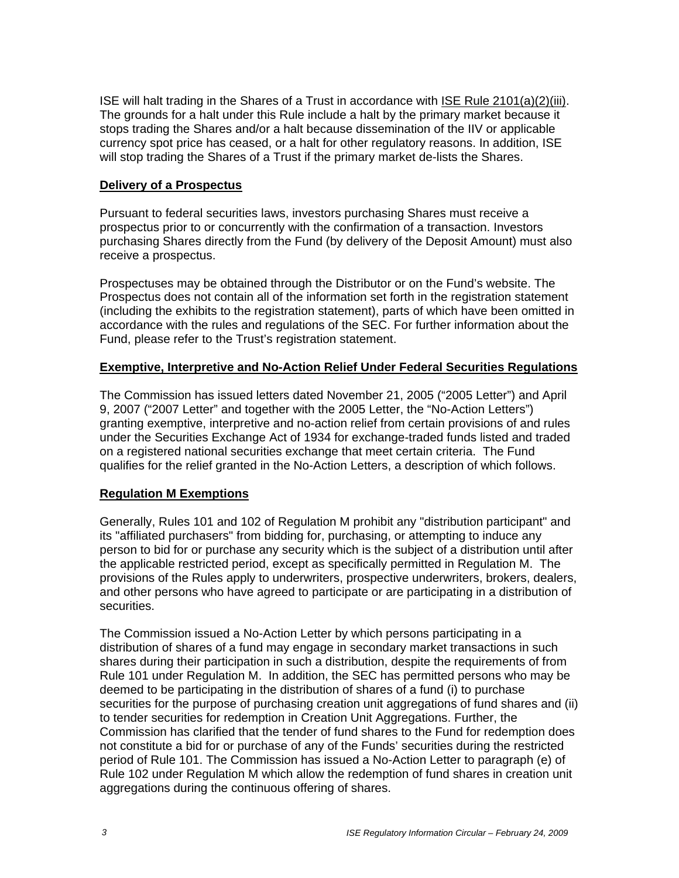ISE will halt trading in the Shares of a Trust in accordance with ISE Rule 2101(a)(2)(iii). The grounds for a halt under this Rule include a halt by the primary market because it stops trading the Shares and/or a halt because dissemination of the IIV or applicable currency spot price has ceased, or a halt for other regulatory reasons. In addition, ISE will stop trading the Shares of a Trust if the primary market de-lists the Shares.

## Delivery of a Prospectus

Pursuant to federal securities laws, investors purchasing Shares must receive a prospectus prior to or concurrently with the confirmation of a transaction. Investors purchasing Shares directly from the Fund (by delivery of the Deposit Amount) must also receive a prospectus.

Prospectuses may be obtained through the Distributor or on the Fund's website. The Prospectus does not contain all of the information set forth in the registration statement (including the exhibits to the registration statement), parts of which have been omitted in accordance with the rules and regulations of the SEC. For further information about the Fund, please refer to the Trust's registration statement.

## Exemptive, Interpretive and No-Action Relief Under Federal Securities Regulations

The Commission has issued letters dated November 21, 2005 ("2005 Letter") and April 9, 2007 ("2007 Letter" and together with the 2005 Letter, the "No-Action Letters") granting exemptive, interpretive and no-action relief from certain provisions of and rules under the Securities Exchange Act of 1934 for exchange-traded funds listed and traded on a registered national securities exchange that meet certain criteria. The Fund qualifies for the relief granted in the No-Action Letters, a description of which follows.

## Regulation M Exemptions

Generally, Rules 101 and 102 of Regulation M prohibit any "distribution participant" and its "affiliated purchasers" from bidding for, purchasing, or attempting to induce any person to bid for or purchase any security which is the subject of a distribution until after the applicable restricted period, except as specifically permitted in Regulation M. The provisions of the Rules apply to underwriters, prospective underwriters, brokers, dealers, and other persons who have agreed to participate or are participating in a distribution of securities.

The Commission issued a No-Action Letter by which persons participating in a distribution of shares of a fund may engage in secondary market transactions in such shares during their participation in such a distribution, despite the requirements of from Rule 101 under Regulation M. In addition, the SEC has permitted persons who may be deemed to be participating in the distribution of shares of a fund (i) to purchase securities for the purpose of purchasing creation unit aggregations of fund shares and (ii) to tender securities for redemption in Creation Unit Aggregations. Further, the Commission has clarified that the tender of fund shares to the Fund for redemption does not constitute a bid for or purchase of any of the Funds' securities during the restricted period of Rule 101. The Commission has issued a No-Action Letter to paragraph (e) of Rule 102 under Regulation M which allow the redemption of fund shares in creation unit aggregations during the continuous offering of shares.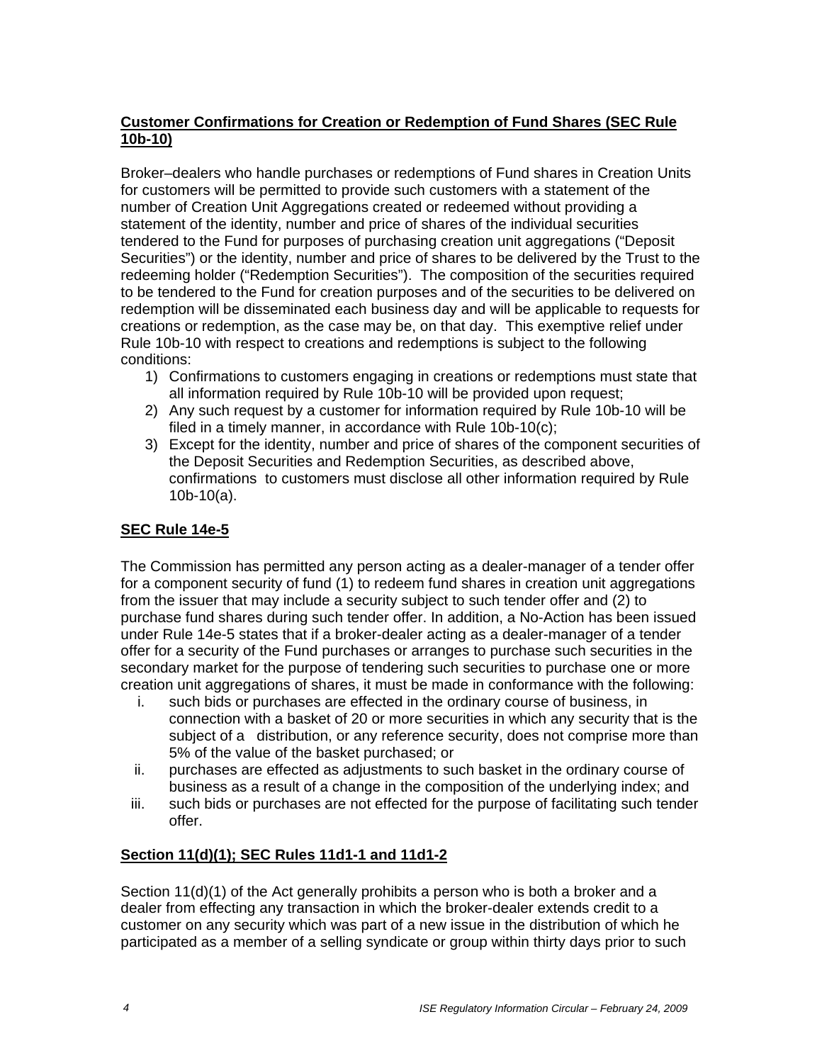**Customer Confirmations for Creation or Redemption of Fund Shares (SEC Rule 10b-10)**

Broker–dealers who handle purchases or redemptions of Fund shares in Creation Units for customers will be permitted to provide such customers with a statement of the number of Creation Unit Aggregations created or redeemed without providing a statement of the identity, number and price of shares of the individual securities tendered to the Fund for purposes of purchasing creation unit aggregations ("Deposit Securities") or the identity, number and price of shares to be delivered by the Trust to the redeeming holder ("Redemption Securities"). The composition of the securities required to be tendered to the Fund for creation purposes and of the securities to be delivered on redemption will be disseminated each business day and will be applicable to requests for creations or redemption, as the case may be, on that day. This exemptive relief under Rule 10b-10 with respect to creations and redemptions is subject to the following conditions:

1) Confirmations to customers engaging in creations or redemptions must state that all information required by Rule 10b-10 will be provided upon request;
2) Any such request by a customer for information required by Rule 10b-10 will be filed in a timely manner, in accordance with Rule 10b-10(c);
3) Except for the identity, number and price of shares of the component securities of the Deposit Securities and Redemption Securities, as described above, confirmations to customers must disclose all other information required by Rule 10b-10(a).

**SEC Rule 14e-5**

The Commission has permitted any person acting as a dealer-manager of a tender offer for a component security of fund (1) to redeem fund shares in creation unit aggregations from the issuer that may include a security subject to such tender offer and (2) to purchase fund shares during such tender offer. In addition, a No-Action has been issued under Rule 14e-5 states that if a broker-dealer acting as a dealer-manager of a tender offer for a security of the Fund purchases or arranges to purchase such securities in the secondary market for the purpose of tendering such securities to purchase one or more creation unit aggregations of shares, it must be made in conformance with the following:

i. such bids or purchases are effected in the ordinary course of business, in connection with a basket of 20 or more securities in which any security that is the subject of a distribution, or any reference security, does not comprise more than 5% of the value of the basket purchased; or
ii. purchases are effected as adjustments to such basket in the ordinary course of business as a result of a change in the composition of the underlying index; and
iii. such bids or purchases are not effected for the purpose of facilitating such tender offer.

**Section 11(d)(1); SEC Rules 11d1-1 and 11d1-2**

Section 11(d)(1) of the Act generally prohibits a person who is both a broker and a dealer from effecting any transaction in which the broker-dealer extends credit to a customer on any security which was part of a new issue in the distribution of which he participated as a member of a selling syndicate or group within thirty days prior to such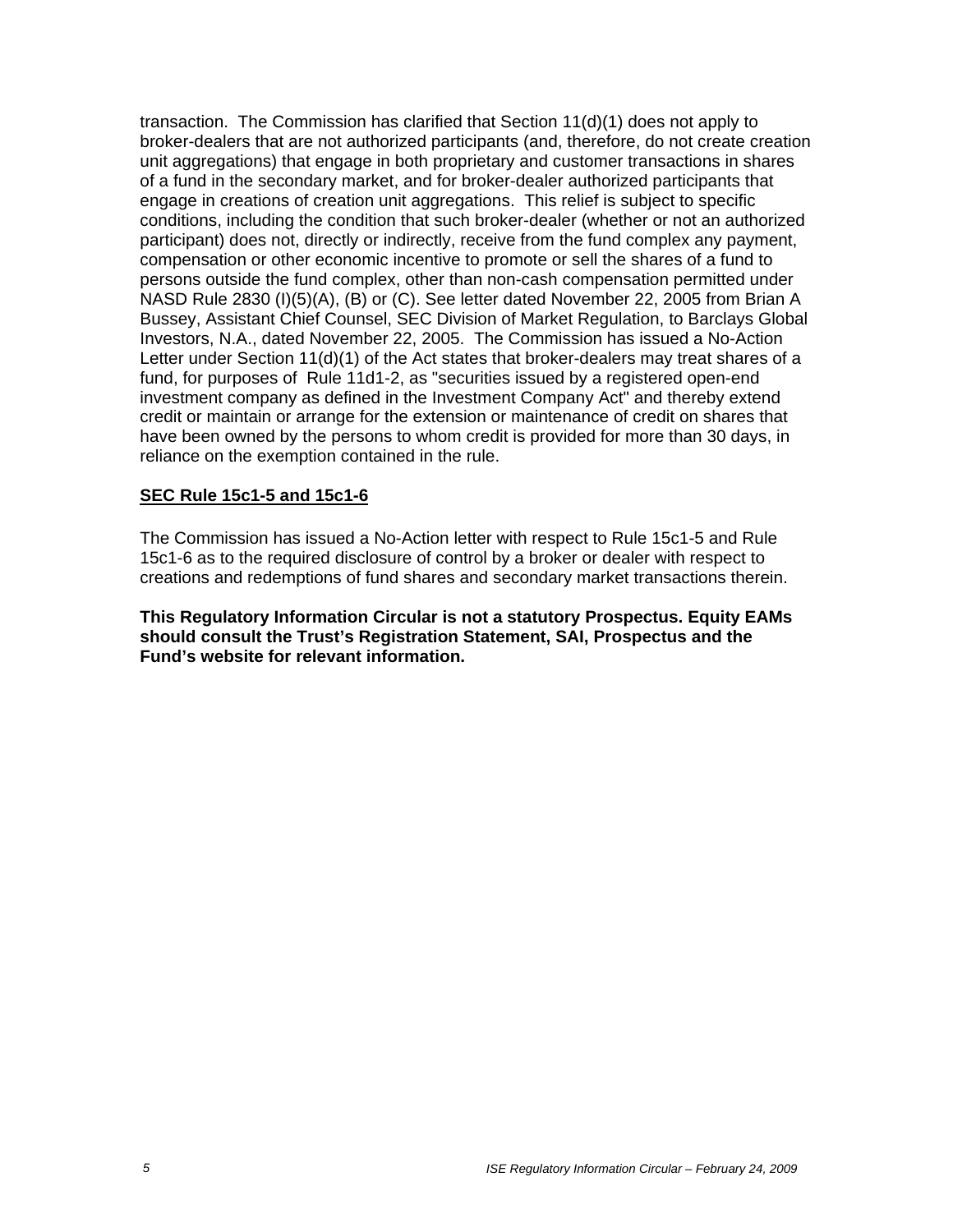transaction. The Commission has clarified that Section 11(d)(1) does not apply to broker-dealers that are not authorized participants (and, therefore, do not create creation unit aggregations) that engage in both proprietary and customer transactions in shares of a fund in the secondary market, and for broker-dealer authorized participants that engage in creations of creation unit aggregations. This relief is subject to specific conditions, including the condition that such broker-dealer (whether or not an authorized participant) does not, directly or indirectly, receive from the fund complex any payment, compensation or other economic incentive to promote or sell the shares of a fund to persons outside the fund complex, other than non-cash compensation permitted under NASD Rule 2830 (I)(5)(A), (B) or (C). See letter dated November 22, 2005 from Brian A Bussey, Assistant Chief Counsel, SEC Division of Market Regulation, to Barclays Global Investors, N.A., dated November 22, 2005. The Commission has issued a No-Action Letter under Section 11(d)(1) of the Act states that broker-dealers may treat shares of a fund, for purposes of Rule 11d1-2, as "securities issued by a registered open-end investment company as defined in the Investment Company Act" and thereby extend credit or maintain or arrange for the extension or maintenance of credit on shares that have been owned by the persons to whom credit is provided for more than 30 days, in reliance on the exemption contained in the rule.

**SEC Rule 15c1-5 and 15c1-6**

The Commission has issued a No-Action letter with respect to Rule 15c1-5 and Rule 15c1-6 as to the required disclosure of control by a broker or dealer with respect to creations and redemptions of fund shares and secondary market transactions therein.

**This Regulatory Information Circular is not a statutory Prospectus. Equity EAMs should consult the Trust's Registration Statement, SAI, Prospectus and the Fund's website for relevant information.**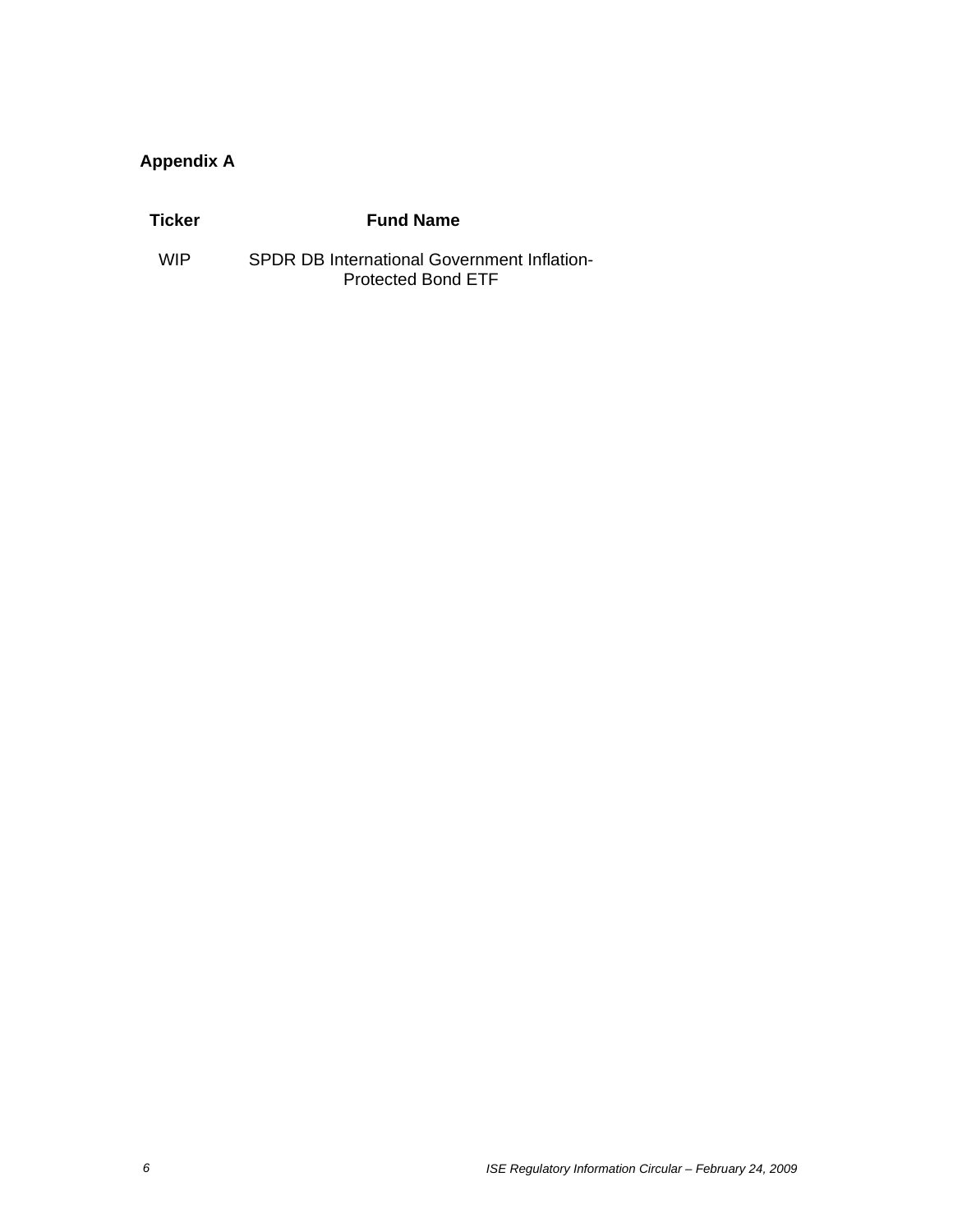## Appendix A

| Ticker | Fund Name |
| --- | --- |
| WIP | SPDR DB International Government Inflation-Protected Bond ETF |